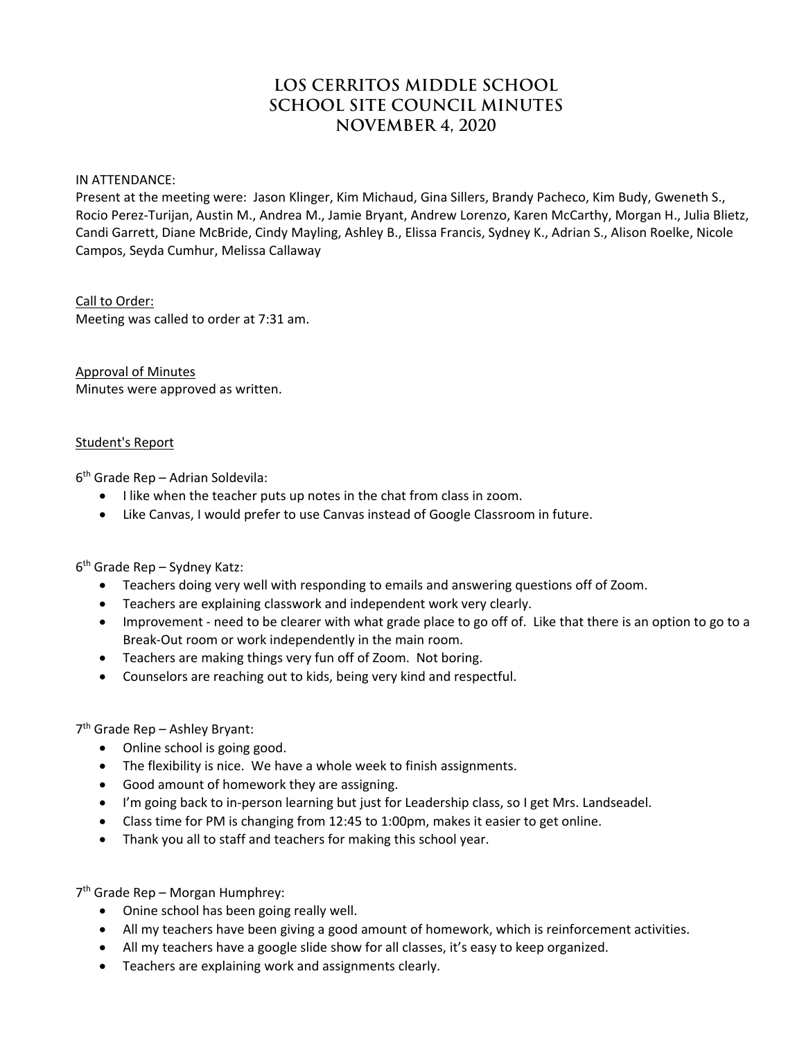# LOS CERRITOS MIDDLE SCHOOL
# SCHOOL SITE COUNCIL MINUTES
# NOVEMBER 4, 2020

IN ATTENDANCE:
Present at the meeting were: Jason Klinger, Kim Michaud, Gina Sillers, Brandy Pacheco, Kim Budy, Gweneth S., Rocio Perez-Turijan, Austin M., Andrea M., Jamie Bryant, Andrew Lorenzo, Karen McCarthy, Morgan H., Julia Blietz, Candi Garrett, Diane McBride, Cindy Mayling, Ashley B., Elissa Francis, Sydney K., Adrian S., Alison Roelke, Nicole Campos, Seyda Cumhur, Melissa Callaway

Call to Order:
Meeting was called to order at 7:31 am.

Approval of Minutes
Minutes were approved as written.

Student's Report

6th Grade Rep – Adrian Soldevila:

- I like when the teacher puts up notes in the chat from class in zoom.
- Like Canvas, I would prefer to use Canvas instead of Google Classroom in future.

6th Grade Rep – Sydney Katz:

- Teachers doing very well with responding to emails and answering questions off of Zoom.
- Teachers are explaining classwork and independent work very clearly.
- Improvement - need to be clearer with what grade place to go off of. Like that there is an option to go to a Break-Out room or work independently in the main room.
- Teachers are making things very fun off of Zoom. Not boring.
- Counselors are reaching out to kids, being very kind and respectful.

7th Grade Rep – Ashley Bryant:

- Online school is going good.
- The flexibility is nice. We have a whole week to finish assignments.
- Good amount of homework they are assigning.
- I'm going back to in-person learning but just for Leadership class, so I get Mrs. Landseadel.
- Class time for PM is changing from 12:45 to 1:00pm, makes it easier to get online.
- Thank you all to staff and teachers for making this school year.

7th Grade Rep – Morgan Humphrey:

- Onine school has been going really well.
- All my teachers have been giving a good amount of homework, which is reinforcement activities.
- All my teachers have a google slide show for all classes, it's easy to keep organized.
- Teachers are explaining work and assignments clearly.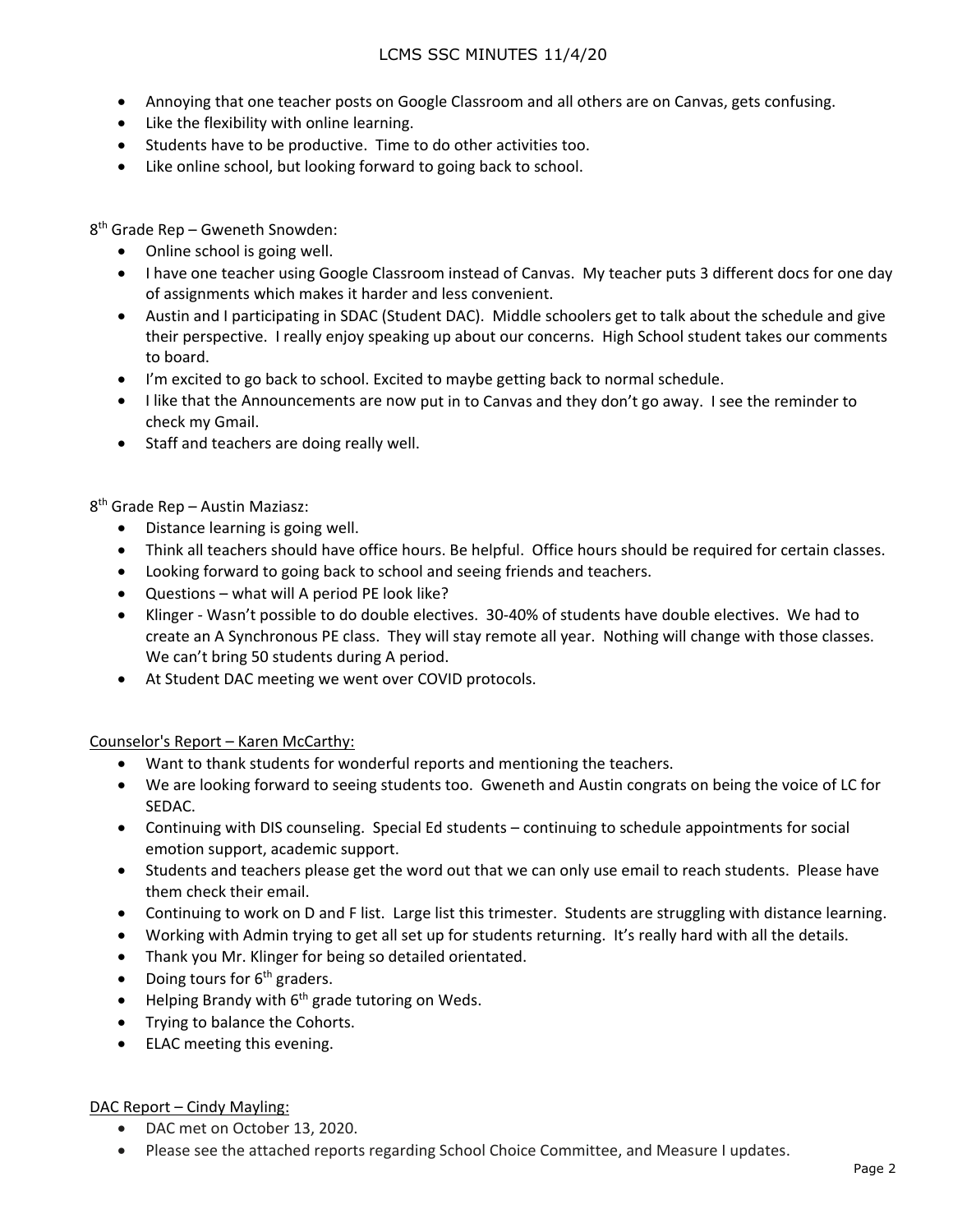- Annoying that one teacher posts on Google Classroom and all others are on Canvas, gets confusing.
- Like the flexibility with online learning.
- Students have to be productive. Time to do other activities too.
- Like online school, but looking forward to going back to school.

8th Grade Rep – Gweneth Snowden:

- Online school is going well.
- I have one teacher using Google Classroom instead of Canvas. My teacher puts 3 different docs for one day of assignments which makes it harder and less convenient.
- Austin and I participating in SDAC (Student DAC). Middle schoolers get to talk about the schedule and give their perspective. I really enjoy speaking up about our concerns. High School student takes our comments to board.
- I'm excited to go back to school. Excited to maybe getting back to normal schedule.
- I like that the Announcements are now put in to Canvas and they don't go away. I see the reminder to check my Gmail.
- Staff and teachers are doing really well.

8th Grade Rep – Austin Maziasz:

- Distance learning is going well.
- Think all teachers should have office hours. Be helpful. Office hours should be required for certain classes.
- Looking forward to going back to school and seeing friends and teachers.
- Questions – what will A period PE look like?
- Klinger - Wasn't possible to do double electives. 30-40% of students have double electives. We had to create an A Synchronous PE class. They will stay remote all year. Nothing will change with those classes. We can't bring 50 students during A period.
- At Student DAC meeting we went over COVID protocols.

Counselor's Report – Karen McCarthy:

- Want to thank students for wonderful reports and mentioning the teachers.
- We are looking forward to seeing students too. Gweneth and Austin congrats on being the voice of LC for SEDAC.
- Continuing with DIS counseling. Special Ed students – continuing to schedule appointments for social emotion support, academic support.
- Students and teachers please get the word out that we can only use email to reach students. Please have them check their email.
- Continuing to work on D and F list. Large list this trimester. Students are struggling with distance learning.
- Working with Admin trying to get all set up for students returning. It's really hard with all the details.
- Thank you Mr. Klinger for being so detailed orientated.
- Doing tours for 6th graders.
- Helping Brandy with 6th grade tutoring on Weds.
- Trying to balance the Cohorts.
- ELAC meeting this evening.

DAC Report – Cindy Mayling:

- DAC met on October 13, 2020.
- Please see the attached reports regarding School Choice Committee, and Measure I updates.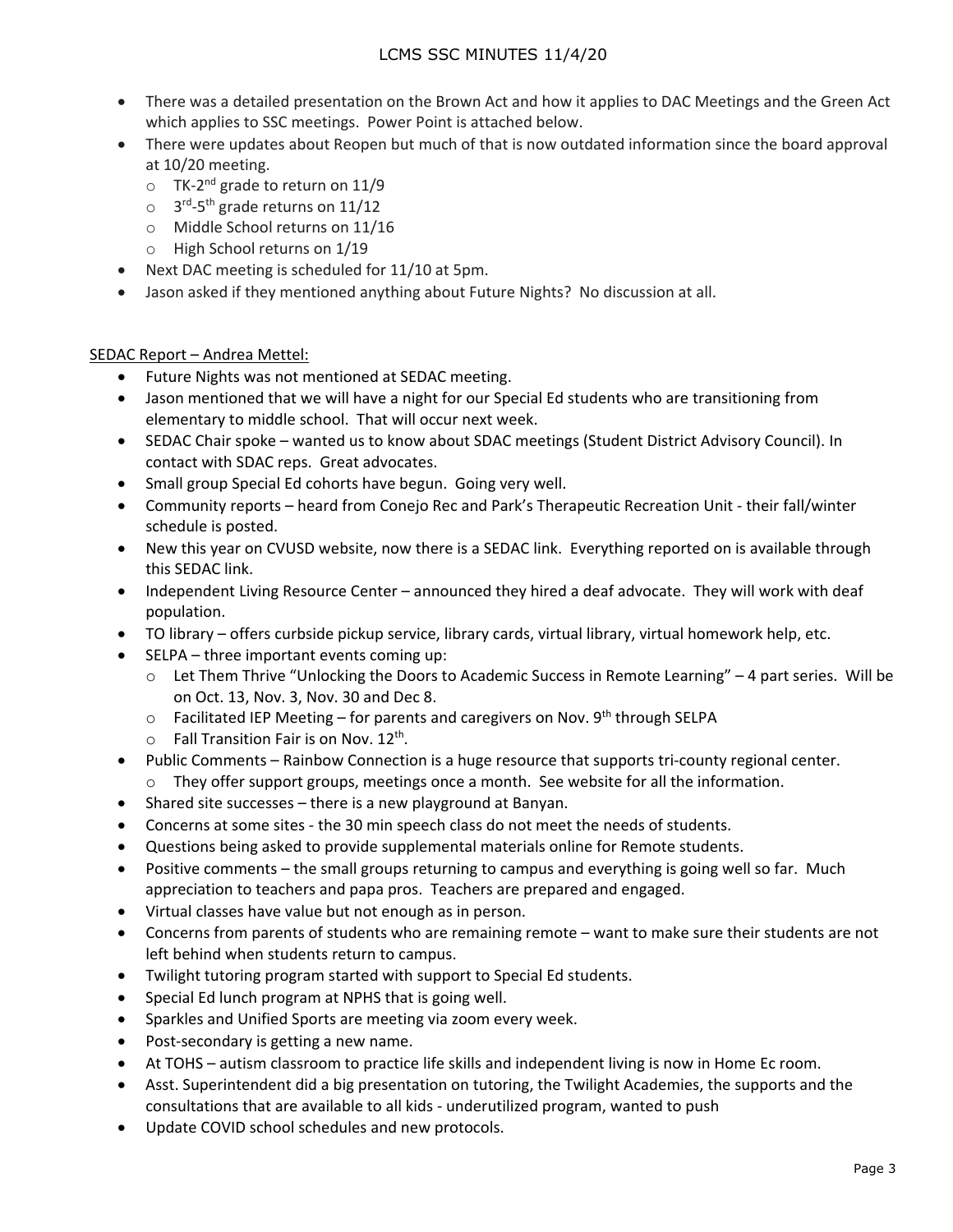- There was a detailed presentation on the Brown Act and how it applies to DAC Meetings and the Green Act which applies to SSC meetings. Power Point is attached below.
- There were updates about Reopen but much of that is now outdated information since the board approval at 10/20 meeting.
  - TK-2nd grade to return on 11/9
  - 3rd-5th grade returns on 11/12
  - Middle School returns on 11/16
  - High School returns on 1/19
- Next DAC meeting is scheduled for 11/10 at 5pm.
- Jason asked if they mentioned anything about Future Nights? No discussion at all.

<u>SEDAC Report – Andrea Mettel:</u>

- Future Nights was not mentioned at SEDAC meeting.
- Jason mentioned that we will have a night for our Special Ed students who are transitioning from elementary to middle school. That will occur next week.
- SEDAC Chair spoke – wanted us to know about SDAC meetings (Student District Advisory Council). In contact with SDAC reps. Great advocates.
- Small group Special Ed cohorts have begun. Going very well.
- Community reports – heard from Conejo Rec and Park's Therapeutic Recreation Unit - their fall/winter schedule is posted.
- New this year on CVUSD website, now there is a SEDAC link. Everything reported on is available through this SEDAC link.
- Independent Living Resource Center – announced they hired a deaf advocate. They will work with deaf population.
- TO library – offers curbside pickup service, library cards, virtual library, virtual homework help, etc.
- SELPA – three important events coming up:
  - Let Them Thrive "Unlocking the Doors to Academic Success in Remote Learning" – 4 part series. Will be on Oct. 13, Nov. 3, Nov. 30 and Dec 8.
  - Facilitated IEP Meeting – for parents and caregivers on Nov. 9th through SELPA
  - Fall Transition Fair is on Nov. 12th.
- Public Comments – Rainbow Connection is a huge resource that supports tri-county regional center.
  - They offer support groups, meetings once a month. See website for all the information.
- Shared site successes – there is a new playground at Banyan.
- Concerns at some sites - the 30 min speech class do not meet the needs of students.
- Questions being asked to provide supplemental materials online for Remote students.
- Positive comments – the small groups returning to campus and everything is going well so far. Much appreciation to teachers and papa pros. Teachers are prepared and engaged.
- Virtual classes have value but not enough as in person.
- Concerns from parents of students who are remaining remote – want to make sure their students are not left behind when students return to campus.
- Twilight tutoring program started with support to Special Ed students.
- Special Ed lunch program at NPHS that is going well.
- Sparkles and Unified Sports are meeting via zoom every week.
- Post-secondary is getting a new name.
- At TOHS – autism classroom to practice life skills and independent living is now in Home Ec room.
- Asst. Superintendent did a big presentation on tutoring, the Twilight Academies, the supports and the consultations that are available to all kids - underutilized program, wanted to push
- Update COVID school schedules and new protocols.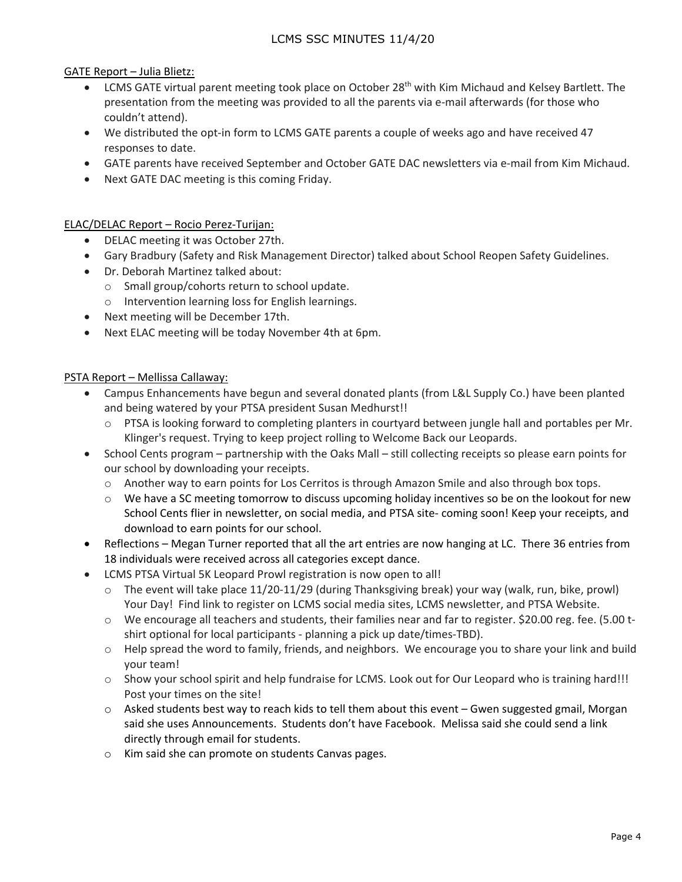GATE Report – Julia Blietz:

- LCMS GATE virtual parent meeting took place on October 28th with Kim Michaud and Kelsey Bartlett. The presentation from the meeting was provided to all the parents via e-mail afterwards (for those who couldn't attend).
- We distributed the opt-in form to LCMS GATE parents a couple of weeks ago and have received 47 responses to date.
- GATE parents have received September and October GATE DAC newsletters via e-mail from Kim Michaud.
- Next GATE DAC meeting is this coming Friday.

ELAC/DELAC Report – Rocio Perez-Turijan:

- DELAC meeting it was October 27th.
- Gary Bradbury (Safety and Risk Management Director) talked about School Reopen Safety Guidelines.
- Dr. Deborah Martinez talked about:
  - Small group/cohorts return to school update.
  - Intervention learning loss for English learnings.
- Next meeting will be December 17th.
- Next ELAC meeting will be today November 4th at 6pm.

PSTA Report – Mellissa Callaway:

- Campus Enhancements have begun and several donated plants (from L&L Supply Co.) have been planted and being watered by your PTSA president Susan Medhurst!!
  - PTSA is looking forward to completing planters in courtyard between jungle hall and portables per Mr. Klinger's request. Trying to keep project rolling to Welcome Back our Leopards.
- School Cents program – partnership with the Oaks Mall – still collecting receipts so please earn points for our school by downloading your receipts.
  - Another way to earn points for Los Cerritos is through Amazon Smile and also through box tops.
  - We have a SC meeting tomorrow to discuss upcoming holiday incentives so be on the lookout for new School Cents flier in newsletter, on social media, and PTSA site- coming soon! Keep your receipts, and download to earn points for our school.
- Reflections – Megan Turner reported that all the art entries are now hanging at LC. There 36 entries from 18 individuals were received across all categories except dance.
- LCMS PTSA Virtual 5K Leopard Prowl registration is now open to all!
  - The event will take place 11/20-11/29 (during Thanksgiving break) your way (walk, run, bike, prowl) Your Day! Find link to register on LCMS social media sites, LCMS newsletter, and PTSA Website.
  - We encourage all teachers and students, their families near and far to register. $20.00 reg. fee. (5.00 t-shirt optional for local participants - planning a pick up date/times-TBD).
  - Help spread the word to family, friends, and neighbors. We encourage you to share your link and build your team!
  - Show your school spirit and help fundraise for LCMS. Look out for Our Leopard who is training hard!!! Post your times on the site!
  - Asked students best way to reach kids to tell them about this event – Gwen suggested gmail, Morgan said she uses Announcements. Students don't have Facebook. Melissa said she could send a link directly through email for students.
  - Kim said she can promote on students Canvas pages.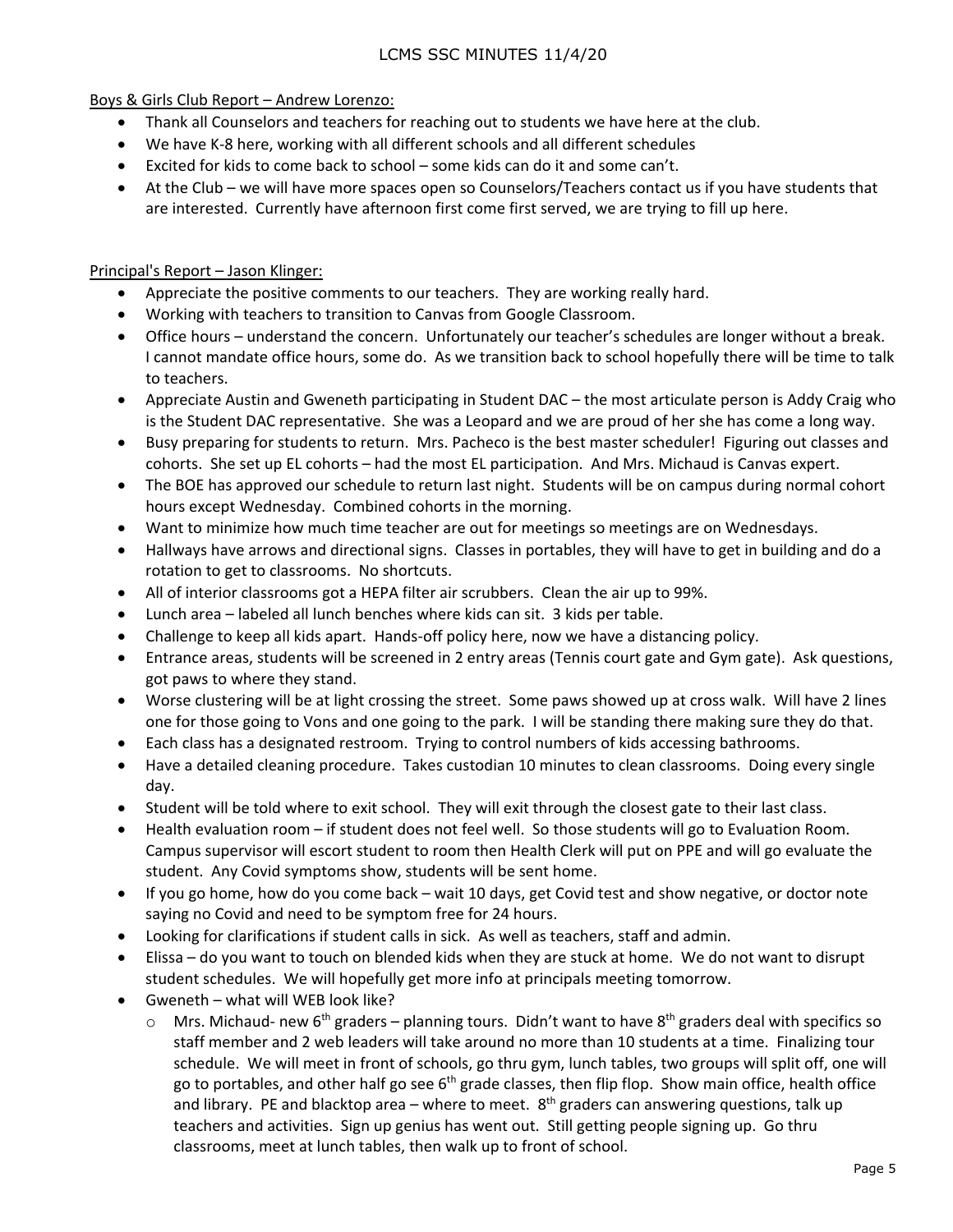Boys & Girls Club Report – Andrew Lorenzo:

- Thank all Counselors and teachers for reaching out to students we have here at the club.
- We have K-8 here, working with all different schools and all different schedules
- Excited for kids to come back to school – some kids can do it and some can't.
- At the Club – we will have more spaces open so Counselors/Teachers contact us if you have students that are interested. Currently have afternoon first come first served, we are trying to fill up here.

Principal's Report – Jason Klinger:

- Appreciate the positive comments to our teachers. They are working really hard.
- Working with teachers to transition to Canvas from Google Classroom.
- Office hours – understand the concern. Unfortunately our teacher's schedules are longer without a break. I cannot mandate office hours, some do. As we transition back to school hopefully there will be time to talk to teachers.
- Appreciate Austin and Gweneth participating in Student DAC – the most articulate person is Addy Craig who is the Student DAC representative. She was a Leopard and we are proud of her she has come a long way.
- Busy preparing for students to return. Mrs. Pacheco is the best master scheduler! Figuring out classes and cohorts. She set up EL cohorts – had the most EL participation. And Mrs. Michaud is Canvas expert.
- The BOE has approved our schedule to return last night. Students will be on campus during normal cohort hours except Wednesday. Combined cohorts in the morning.
- Want to minimize how much time teacher are out for meetings so meetings are on Wednesdays.
- Hallways have arrows and directional signs. Classes in portables, they will have to get in building and do a rotation to get to classrooms. No shortcuts.
- All of interior classrooms got a HEPA filter air scrubbers. Clean the air up to 99%.
- Lunch area – labeled all lunch benches where kids can sit. 3 kids per table.
- Challenge to keep all kids apart. Hands-off policy here, now we have a distancing policy.
- Entrance areas, students will be screened in 2 entry areas (Tennis court gate and Gym gate). Ask questions, got paws to where they stand.
- Worse clustering will be at light crossing the street. Some paws showed up at cross walk. Will have 2 lines one for those going to Vons and one going to the park. I will be standing there making sure they do that.
- Each class has a designated restroom. Trying to control numbers of kids accessing bathrooms.
- Have a detailed cleaning procedure. Takes custodian 10 minutes to clean classrooms. Doing every single day.
- Student will be told where to exit school. They will exit through the closest gate to their last class.
- Health evaluation room – if student does not feel well. So those students will go to Evaluation Room. Campus supervisor will escort student to room then Health Clerk will put on PPE and will go evaluate the student. Any Covid symptoms show, students will be sent home.
- If you go home, how do you come back – wait 10 days, get Covid test and show negative, or doctor note saying no Covid and need to be symptom free for 24 hours.
- Looking for clarifications if student calls in sick. As well as teachers, staff and admin.
- Elissa – do you want to touch on blended kids when they are stuck at home. We do not want to disrupt student schedules. We will hopefully get more info at principals meeting tomorrow.
- Gweneth – what will WEB look like?
  - Mrs. Michaud- new 6th graders – planning tours. Didn't want to have 8th graders deal with specifics so staff member and 2 web leaders will take around no more than 10 students at a time. Finalizing tour schedule. We will meet in front of schools, go thru gym, lunch tables, two groups will split off, one will go to portables, and other half go see 6th grade classes, then flip flop. Show main office, health office and library. PE and blacktop area – where to meet. 8th graders can answering questions, talk up teachers and activities. Sign up genius has went out. Still getting people signing up. Go thru classrooms, meet at lunch tables, then walk up to front of school.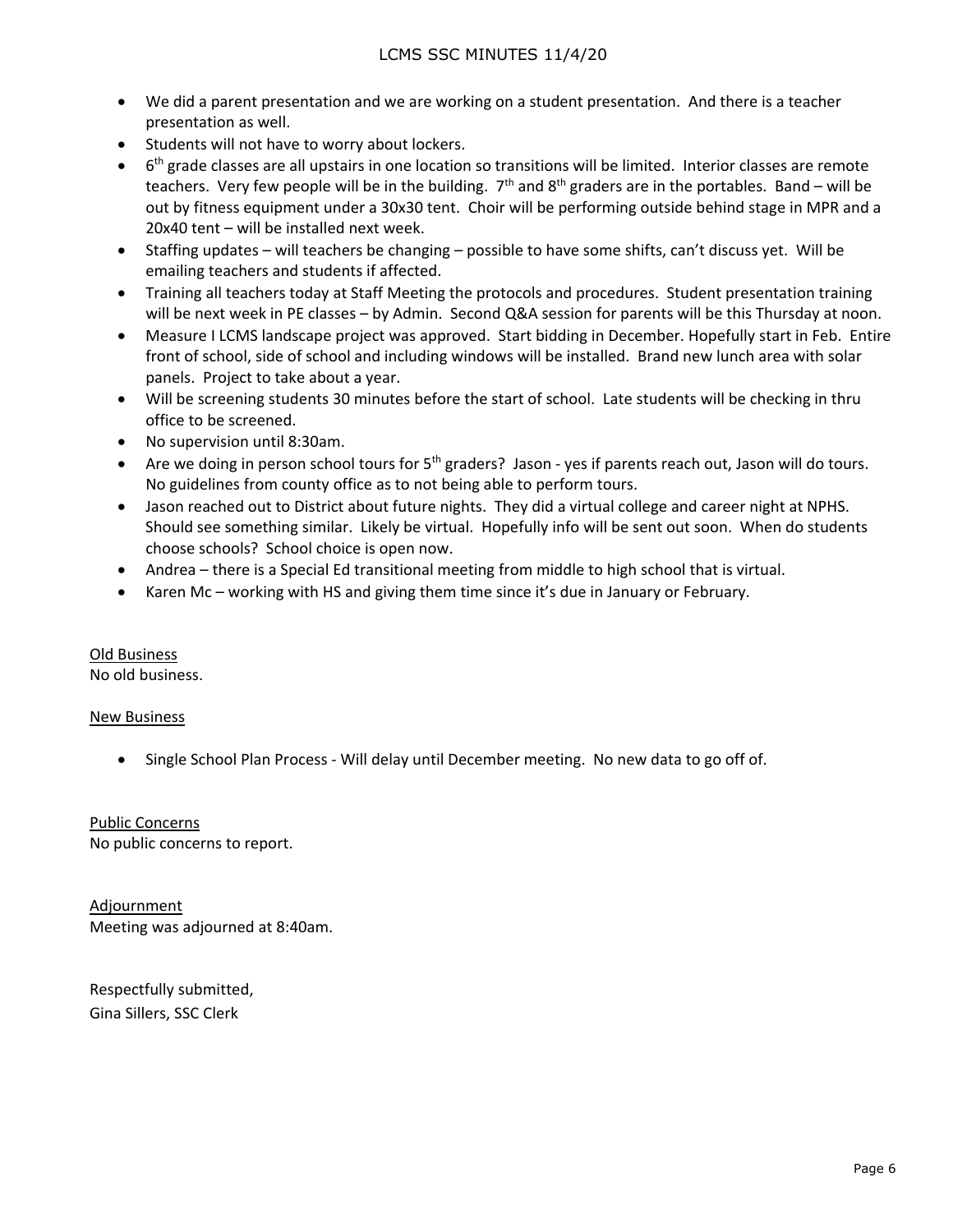- We did a parent presentation and we are working on a student presentation. And there is a teacher presentation as well.
- Students will not have to worry about lockers.
- 6th grade classes are all upstairs in one location so transitions will be limited. Interior classes are remote teachers. Very few people will be in the building. 7th and 8th graders are in the portables. Band – will be out by fitness equipment under a 30x30 tent. Choir will be performing outside behind stage in MPR and a 20x40 tent – will be installed next week.
- Staffing updates – will teachers be changing – possible to have some shifts, can't discuss yet. Will be emailing teachers and students if affected.
- Training all teachers today at Staff Meeting the protocols and procedures. Student presentation training will be next week in PE classes – by Admin. Second Q&A session for parents will be this Thursday at noon.
- Measure I LCMS landscape project was approved. Start bidding in December. Hopefully start in Feb. Entire front of school, side of school and including windows will be installed. Brand new lunch area with solar panels. Project to take about a year.
- Will be screening students 30 minutes before the start of school. Late students will be checking in thru office to be screened.
- No supervision until 8:30am.
- Are we doing in person school tours for 5th graders? Jason - yes if parents reach out, Jason will do tours. No guidelines from county office as to not being able to perform tours.
- Jason reached out to District about future nights. They did a virtual college and career night at NPHS. Should see something similar. Likely be virtual. Hopefully info will be sent out soon. When do students choose schools? School choice is open now.
- Andrea – there is a Special Ed transitional meeting from middle to high school that is virtual.
- Karen Mc – working with HS and giving them time since it's due in January or February.

Old Business

No old business.

New Business

- Single School Plan Process - Will delay until December meeting. No new data to go off of.

Public Concerns

No public concerns to report.

Adjournment

Meeting was adjourned at 8:40am.

Respectfully submitted,
Gina Sillers, SSC Clerk